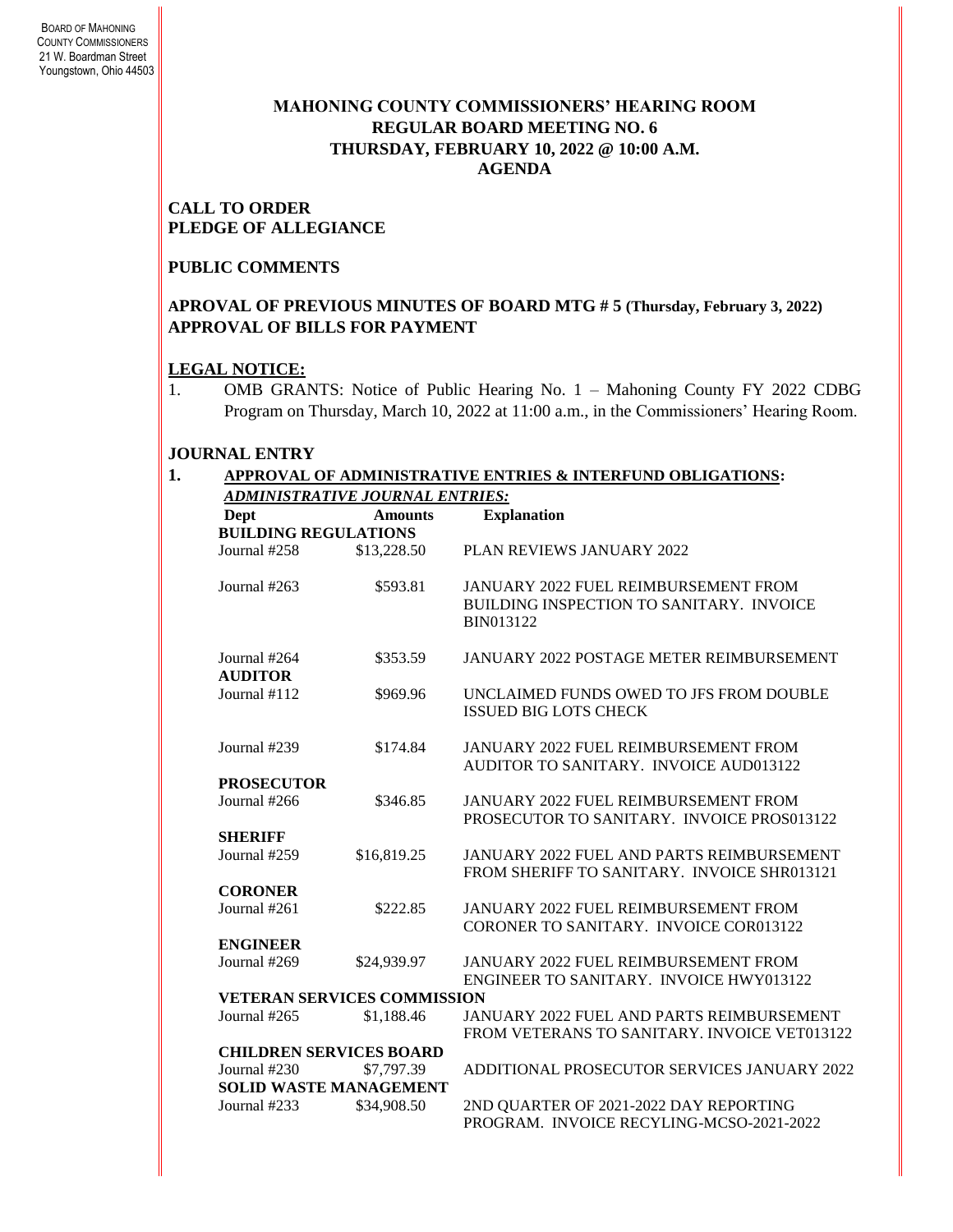BOARD OF MAHONING COUNTY COMMISSIONERS
21 W. Boardman Street
Youngstown, Ohio 44503

# MAHONING COUNTY COMMISSIONERS' HEARING ROOM
## REGULAR BOARD MEETING NO. 6
## THURSDAY, FEBRUARY 10, 2022 @ 10:00 A.M.
## AGENDA

**CALL TO ORDER**
**PLEDGE OF ALLEGIANCE**

**PUBLIC COMMENTS**

**APROVAL OF PREVIOUS MINUTES OF BOARD MTG # 5 (Thursday, February 3, 2022)**
**APPROVAL OF BILLS FOR PAYMENT**

**LEGAL NOTICE:**

1. OMB GRANTS: Notice of Public Hearing No. 1 – Mahoning County FY 2022 CDBG Program on Thursday, March 10, 2022 at 11:00 a.m., in the Commissioners' Hearing Room.

**JOURNAL ENTRY**

**1. APPROVAL OF ADMINISTRATIVE ENTRIES & INTERFUND OBLIGATIONS:**

***ADMINISTRATIVE JOURNAL ENTRIES:***

| Dept | Amounts | Explanation |
|---|---|---|
| **BUILDING REGULATIONS** | | |
| Journal #258 | $13,228.50 | PLAN REVIEWS JANUARY 2022 |
| Journal #263 | $593.81 | JANUARY 2022 FUEL REIMBURSEMENT FROM BUILDING INSPECTION TO SANITARY. INVOICE BIN013122 |
| Journal #264 | $353.59 | JANUARY 2022 POSTAGE METER REIMBURSEMENT |
| **AUDITOR** | | |
| Journal #112 | $969.96 | UNCLAIMED FUNDS OWED TO JFS FROM DOUBLE ISSUED BIG LOTS CHECK |
| Journal #239 | $174.84 | JANUARY 2022 FUEL REIMBURSEMENT FROM AUDITOR TO SANITARY. INVOICE AUD013122 |
| **PROSECUTOR** | | |
| Journal #266 | $346.85 | JANUARY 2022 FUEL REIMBURSEMENT FROM PROSECUTOR TO SANITARY. INVOICE PROS013122 |
| **SHERIFF** | | |
| Journal #259 | $16,819.25 | JANUARY 2022 FUEL AND PARTS REIMBURSEMENT FROM SHERIFF TO SANITARY. INVOICE SHR013121 |
| **CORONER** | | |
| Journal #261 | $222.85 | JANUARY 2022 FUEL REIMBURSEMENT FROM CORONER TO SANITARY. INVOICE COR013122 |
| **ENGINEER** | | |
| Journal #269 | $24,939.97 | JANUARY 2022 FUEL REIMBURSEMENT FROM ENGINEER TO SANITARY. INVOICE HWY013122 |
| **VETERAN SERVICES COMMISSION** | | |
| Journal #265 | $1,188.46 | JANUARY 2022 FUEL AND PARTS REIMBURSEMENT FROM VETERANS TO SANITARY. INVOICE VET013122 |
| **CHILDREN SERVICES BOARD** | | |
| Journal #230 | $7,797.39 | ADDITIONAL PROSECUTOR SERVICES JANUARY 2022 |
| **SOLID WASTE MANAGEMENT** | | |
| Journal #233 | $34,908.50 | 2ND QUARTER OF 2021-2022 DAY REPORTING PROGRAM. INVOICE RECYLING-MCSO-2021-2022 |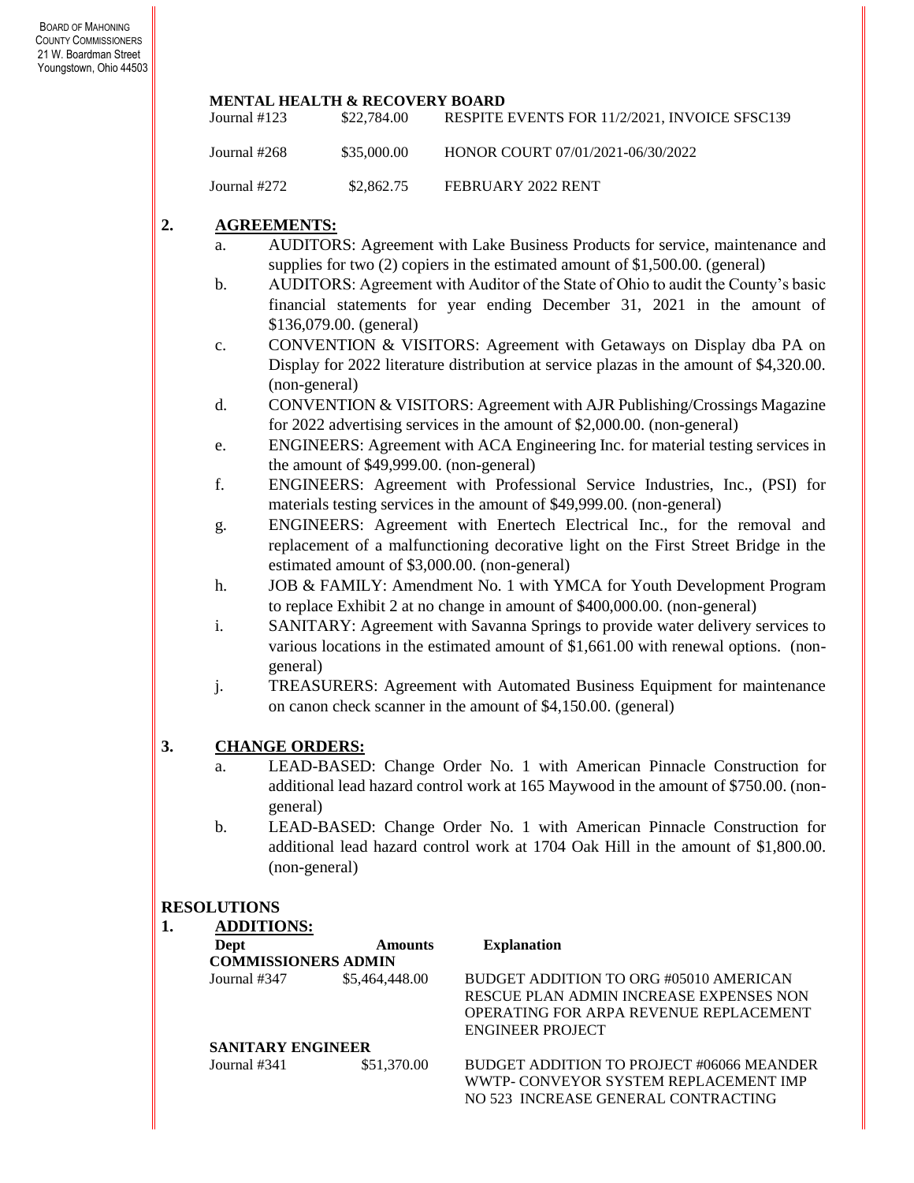**MENTAL HEALTH & RECOVERY BOARD**

| | | |
|---|---|---|
| Journal #123 | $22,784.00 | RESPITE EVENTS FOR 11/2/2021, INVOICE SFSC139 |
| Journal #268 | $35,000.00 | HONOR COURT 07/01/2021-06/30/2022 |
| Journal #272 | $2,862.75 | FEBRUARY 2022 RENT |

**2. AGREEMENTS:**

a. AUDITORS: Agreement with Lake Business Products for service, maintenance and supplies for two (2) copiers in the estimated amount of $1,500.00. (general)

b. AUDITORS: Agreement with Auditor of the State of Ohio to audit the County's basic financial statements for year ending December 31, 2021 in the amount of $136,079.00. (general)

c. CONVENTION & VISITORS: Agreement with Getaways on Display dba PA on Display for 2022 literature distribution at service plazas in the amount of $4,320.00. (non-general)

d. CONVENTION & VISITORS: Agreement with AJR Publishing/Crossings Magazine for 2022 advertising services in the amount of $2,000.00. (non-general)

e. ENGINEERS: Agreement with ACA Engineering Inc. for material testing services in the amount of $49,999.00. (non-general)

f. ENGINEERS: Agreement with Professional Service Industries, Inc., (PSI) for materials testing services in the amount of $49,999.00. (non-general)

g. ENGINEERS: Agreement with Enertech Electrical Inc., for the removal and replacement of a malfunctioning decorative light on the First Street Bridge in the estimated amount of $3,000.00. (non-general)

h. JOB & FAMILY: Amendment No. 1 with YMCA for Youth Development Program to replace Exhibit 2 at no change in amount of $400,000.00. (non-general)

i. SANITARY: Agreement with Savanna Springs to provide water delivery services to various locations in the estimated amount of $1,661.00 with renewal options. (non-general)

j. TREASURERS: Agreement with Automated Business Equipment for maintenance on canon check scanner in the amount of $4,150.00. (general)

**3. CHANGE ORDERS:**

a. LEAD-BASED: Change Order No. 1 with American Pinnacle Construction for additional lead hazard control work at 165 Maywood in the amount of $750.00. (non-general)

b. LEAD-BASED: Change Order No. 1 with American Pinnacle Construction for additional lead hazard control work at 1704 Oak Hill in the amount of $1,800.00. (non-general)

**RESOLUTIONS**

**1. ADDITIONS:**

| Dept | Amounts | Explanation |
|---|---|---|
| **COMMISSIONERS ADMIN** | | |
| Journal #347 | $5,464,448.00 | BUDGET ADDITION TO ORG #05010 AMERICAN RESCUE PLAN ADMIN INCREASE EXPENSES NON OPERATING FOR ARPA REVENUE REPLACEMENT ENGINEER PROJECT |
| **SANITARY ENGINEER** | | |
| Journal #341 | $51,370.00 | BUDGET ADDITION TO PROJECT #06066 MEANDER WWTP- CONVEYOR SYSTEM REPLACEMENT IMP NO 523 INCREASE GENERAL CONTRACTING |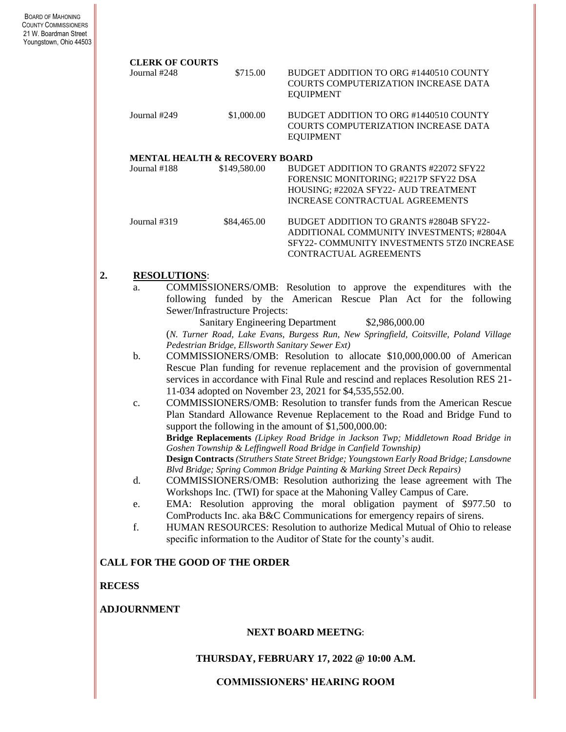**CLERK OF COURTS**

| | | |
|---|---|---|
| Journal #248 | $715.00 | BUDGET ADDITION TO ORG #1440510 COUNTY COURTS COMPUTERIZATION INCREASE DATA EQUIPMENT |
| Journal #249 | $1,000.00 | BUDGET ADDITION TO ORG #1440510 COUNTY COURTS COMPUTERIZATION INCREASE DATA EQUIPMENT |

**MENTAL HEALTH & RECOVERY BOARD**

| | | |
|---|---|---|
| Journal #188 | $149,580.00 | BUDGET ADDITION TO GRANTS #22072 SFY22 FORENSIC MONITORING; #2217P SFY22 DSA HOUSING; #2202A SFY22- AUD TREATMENT INCREASE CONTRACTUAL AGREEMENTS |
| Journal #319 | $84,465.00 | BUDGET ADDITION TO GRANTS #2804B SFY22- ADDITIONAL COMMUNITY INVESTMENTS; #2804A SFY22- COMMUNITY INVESTMENTS 5TZ0 INCREASE CONTRACTUAL AGREEMENTS |

**2. RESOLUTIONS**:

a. COMMISSIONERS/OMB: Resolution to approve the expenditures with the following funded by the American Rescue Plan Act for the following Sewer/Infrastructure Projects:

Sanitary Engineering Department $2,986,000.00

(*N. Turner Road, Lake Evans, Burgess Run, New Springfield, Coitsville, Poland Village Pedestrian Bridge, Ellsworth Sanitary Sewer Ext)*

b. COMMISSIONERS/OMB: Resolution to allocate $10,000,000.00 of American Rescue Plan funding for revenue replacement and the provision of governmental services in accordance with Final Rule and rescind and replaces Resolution RES 21-11-034 adopted on November 23, 2021 for $4,535,552.00.

c. COMMISSIONERS/OMB: Resolution to transfer funds from the American Rescue Plan Standard Allowance Revenue Replacement to the Road and Bridge Fund to support the following in the amount of $1,500,000.00:

**Bridge Replacements** *(Lipkey Road Bridge in Jackson Twp; Middletown Road Bridge in Goshen Township & Leffingwell Road Bridge in Canfield Township)*

**Design Contracts** *(Struthers State Street Bridge; Youngstown Early Road Bridge; Lansdowne Blvd Bridge; Spring Common Bridge Painting & Marking Street Deck Repairs)*

d. COMMISSIONERS/OMB: Resolution authorizing the lease agreement with The Workshops Inc. (TWI) for space at the Mahoning Valley Campus of Care.

e. EMA: Resolution approving the moral obligation payment of $977.50 to ComProducts Inc. aka B&C Communications for emergency repairs of sirens.

f. HUMAN RESOURCES: Resolution to authorize Medical Mutual of Ohio to release specific information to the Auditor of State for the county's audit.

**CALL FOR THE GOOD OF THE ORDER**

**RECESS**

**ADJOURNMENT**

**NEXT BOARD MEETNG**:

**THURSDAY, FEBRUARY 17, 2022 @ 10:00 A.M.**

**COMMISSIONERS' HEARING ROOM**